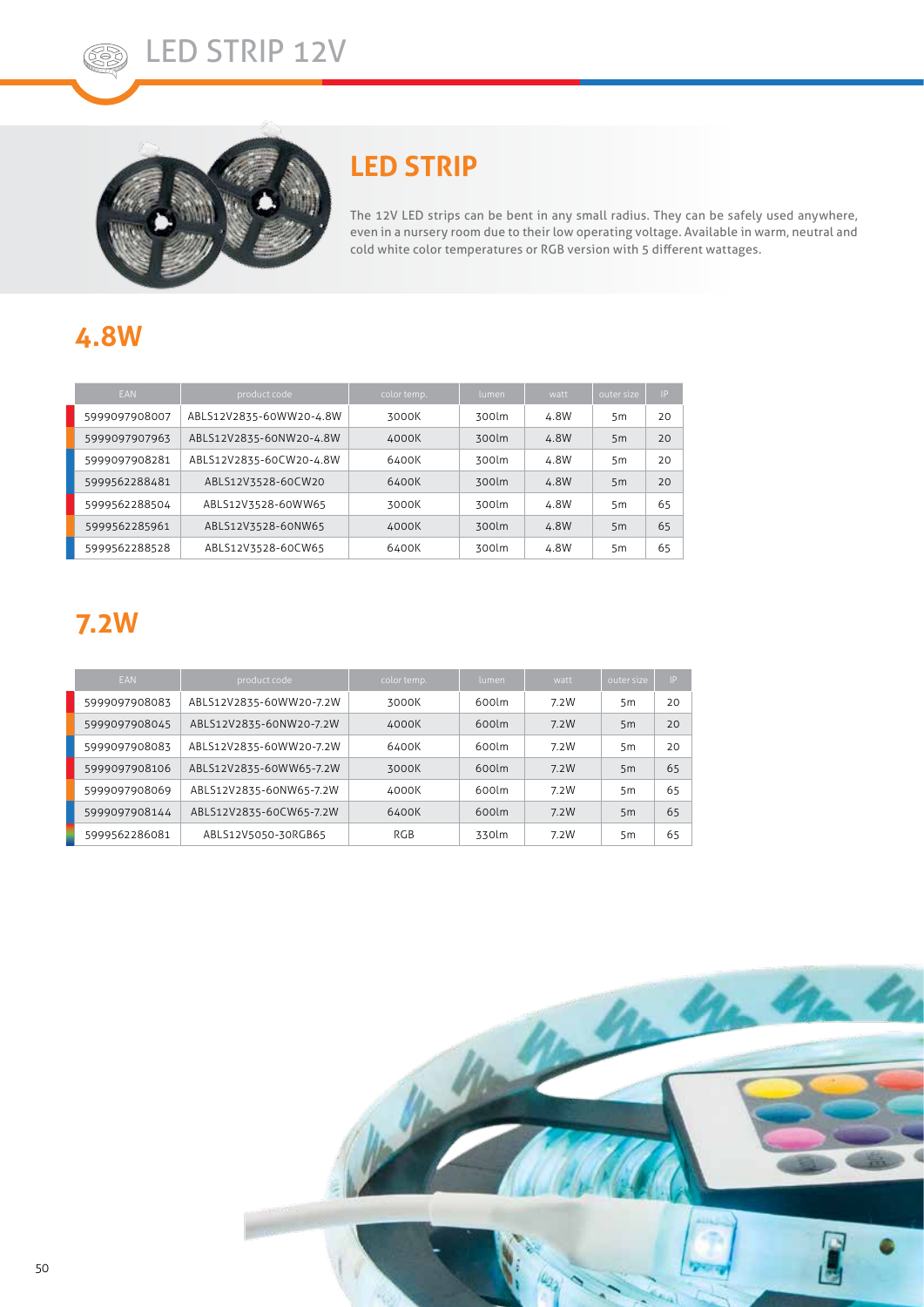# LED STRIP 12V

## LED STRIP

The 12V LED strips can be bent in any small radius. They can be safely used anywhere, even in a nursery room due to their low operating voltage. Available in warm, neutral and cold white color temperatures or RGB version with 5 different wattages.

## 4.8W

| EAN | product code | color temp. | lumen | watt | outer size | IP |
|---|---|---|---|---|---|---|
| 5999097908007 | ABLS12V2835-60WW20-4.8W | 3000K | 300lm | 4.8W | 5m | 20 |
| 5999097907963 | ABLS12V2835-60NW20-4.8W | 4000K | 300lm | 4.8W | 5m | 20 |
| 5999097908281 | ABLS12V2835-60CW20-4.8W | 6400K | 300lm | 4.8W | 5m | 20 |
| 5999562288481 | ABLS12V3528-60CW20 | 6400K | 300lm | 4.8W | 5m | 20 |
| 5999562288504 | ABLS12V3528-60WW65 | 3000K | 300lm | 4.8W | 5m | 65 |
| 5999562285961 | ABLS12V3528-60NW65 | 4000K | 300lm | 4.8W | 5m | 65 |
| 5999562288528 | ABLS12V3528-60CW65 | 6400K | 300lm | 4.8W | 5m | 65 |

## 7.2W

| EAN | product code | color temp. | lumen | watt | outer size | IP |
|---|---|---|---|---|---|---|
| 5999097908083 | ABLS12V2835-60WW20-7.2W | 3000K | 600lm | 7.2W | 5m | 20 |
| 5999097908045 | ABLS12V2835-60NW20-7.2W | 4000K | 600lm | 7.2W | 5m | 20 |
| 5999097908083 | ABLS12V2835-60WW20-7.2W | 6400K | 600lm | 7.2W | 5m | 20 |
| 5999097908106 | ABLS12V2835-60WW65-7.2W | 3000K | 600lm | 7.2W | 5m | 65 |
| 5999097908069 | ABLS12V2835-60NW65-7.2W | 4000K | 600lm | 7.2W | 5m | 65 |
| 5999097908144 | ABLS12V2835-60CW65-7.2W | 6400K | 600lm | 7.2W | 5m | 65 |
| 5999562286081 | ABLS12V5050-30RGB65 | RGB | 330lm | 7.2W | 5m | 65 |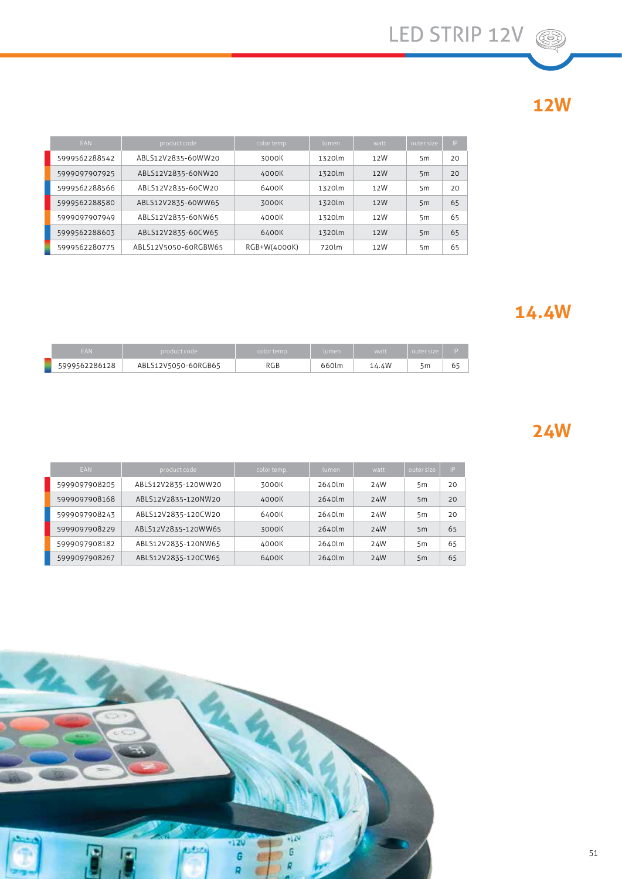# LED STRIP 12V

## 12W

| EAN | product code | color temp. | lumen | watt | outer size | IP |
|---|---|---|---|---|---|---|
| 5999562288542 | ABLS12V2835-60WW20 | 3000K | 1320lm | 12W | 5m | 20 |
| 5999097907925 | ABLS12V2835-60NW20 | 4000K | 1320lm | 12W | 5m | 20 |
| 5999562288566 | ABLS12V2835-60CW20 | 6400K | 1320lm | 12W | 5m | 20 |
| 5999562288580 | ABLS12V2835-60WW65 | 3000K | 1320lm | 12W | 5m | 65 |
| 5999097907949 | ABLS12V2835-60NW65 | 4000K | 1320lm | 12W | 5m | 65 |
| 5999562288603 | ABLS12V2835-60CW65 | 6400K | 1320lm | 12W | 5m | 65 |
| 5999562280775 | ABLS12V5050-60RGBW65 | RGB+W(4000K) | 720lm | 12W | 5m | 65 |

## 14.4W

| EAN | product code | color temp. | lumen | watt | outer size | IP |
|---|---|---|---|---|---|---|
| 5999562286128 | ABLS12V5050-60RGB65 | RGB | 660lm | 14.4W | 5m | 65 |

## 24W

| EAN | product code | color temp. | lumen | watt | outer size | IP |
|---|---|---|---|---|---|---|
| 5999097908205 | ABLS12V2835-120WW20 | 3000K | 2640lm | 24W | 5m | 20 |
| 5999097908168 | ABLS12V2835-120NW20 | 4000K | 2640lm | 24W | 5m | 20 |
| 5999097908243 | ABLS12V2835-120CW20 | 6400K | 2640lm | 24W | 5m | 20 |
| 5999097908229 | ABLS12V2835-120WW65 | 3000K | 2640lm | 24W | 5m | 65 |
| 5999097908182 | ABLS12V2835-120NW65 | 4000K | 2640lm | 24W | 5m | 65 |
| 5999097908267 | ABLS12V2835-120CW65 | 6400K | 2640lm | 24W | 5m | 65 |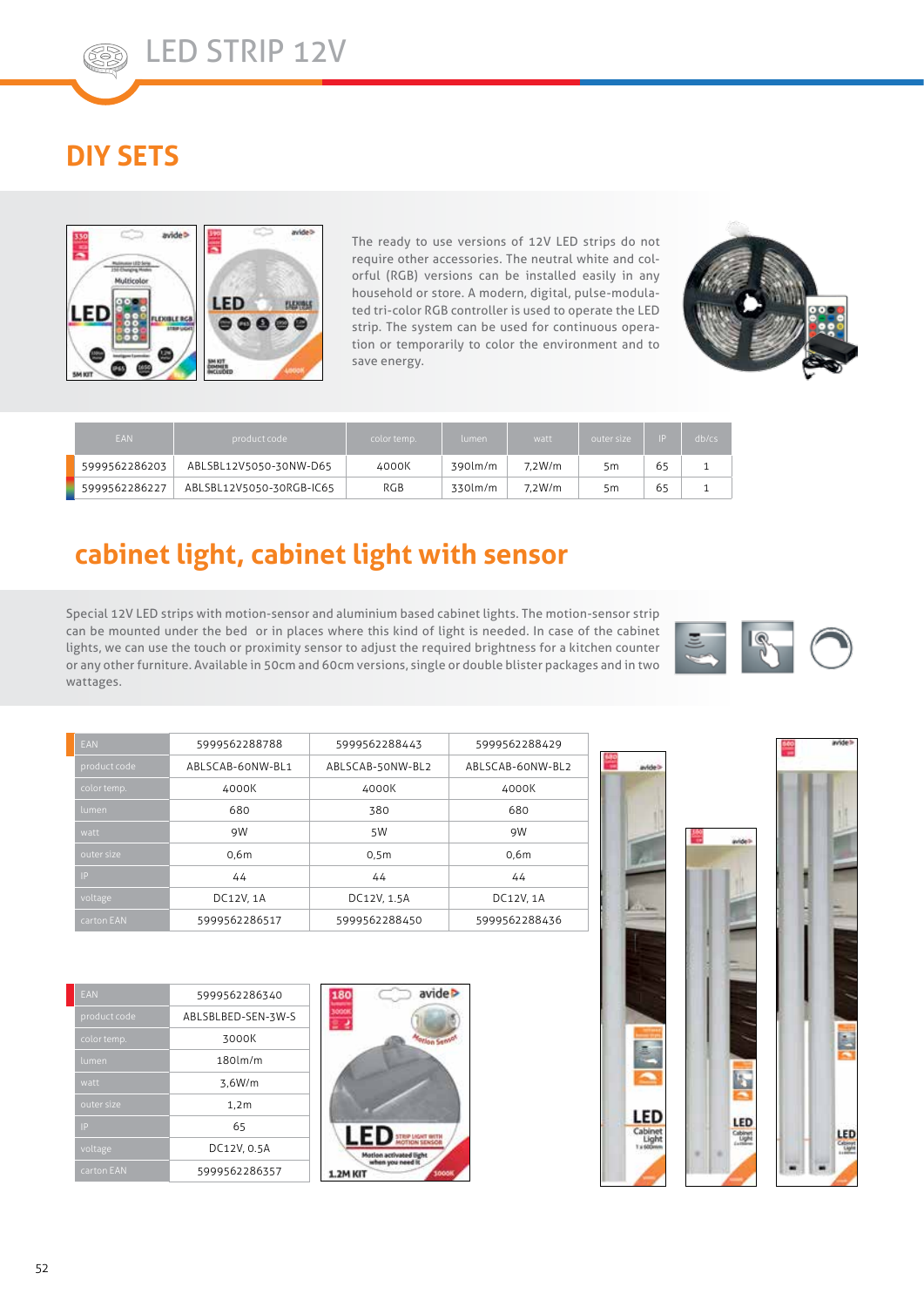# LED STRIP 12V

## DIY SETS

The ready to use versions of 12V LED strips do not require other accessories. The neutral white and colorful (RGB) versions can be installed easily in any household or store. A modern, digital, pulse-modulated tri-color RGB controller is used to operate the LED strip. The system can be used for continuous operation or temporarily to color the environment and to save energy.

| EAN | product code | color temp. | lumen | watt | outer size | IP | db/cs |
|---|---|---|---|---|---|---|---|
| 5999562286203 | ABLSBL12V5050-30NW-D65 | 4000K | 390lm/m | 7,2W/m | 5m | 65 | 1 |
| 5999562286227 | ABLSBL12V5050-30RGB-IC65 | RGB | 330lm/m | 7,2W/m | 5m | 65 | 1 |

## cabinet light, cabinet light with sensor

Special 12V LED strips with motion-sensor and aluminium based cabinet lights. The motion-sensor strip can be mounted under the bed or in places where this kind of light is needed. In case of the cabinet lights, we can use the touch or proximity sensor to adjust the required brightness for a kitchen counter or any other furniture. Available in 50cm and 60cm versions, single or double blister packages and in two wattages.

| EAN | 5999562288788 | 5999562288443 | 5999562288429 |
|---|---|---|---|
| product code | ABLSCAB-60NW-BL1 | ABLSCAB-50NW-BL2 | ABLSCAB-60NW-BL2 |
| color temp. | 4000K | 4000K | 4000K |
| lumen | 680 | 380 | 680 |
| watt | 9W | 5W | 9W |
| outer size | 0,6m | 0,5m | 0,6m |
| IP | 44 | 44 | 44 |
| voltage | DC12V, 1A | DC12V, 1.5A | DC12V, 1A |
| carton EAN | 5999562286517 | 5999562288450 | 5999562288436 |

| EAN | 5999562286340 |
|---|---|
| product code | ABLSBLBED-SEN-3W-S |
| color temp. | 3000K |
| lumen | 180lm/m |
| watt | 3,6W/m |
| outer size | 1,2m |
| IP | 65 |
| voltage | DC12V, 0.5A |
| carton EAN | 5999562286357 |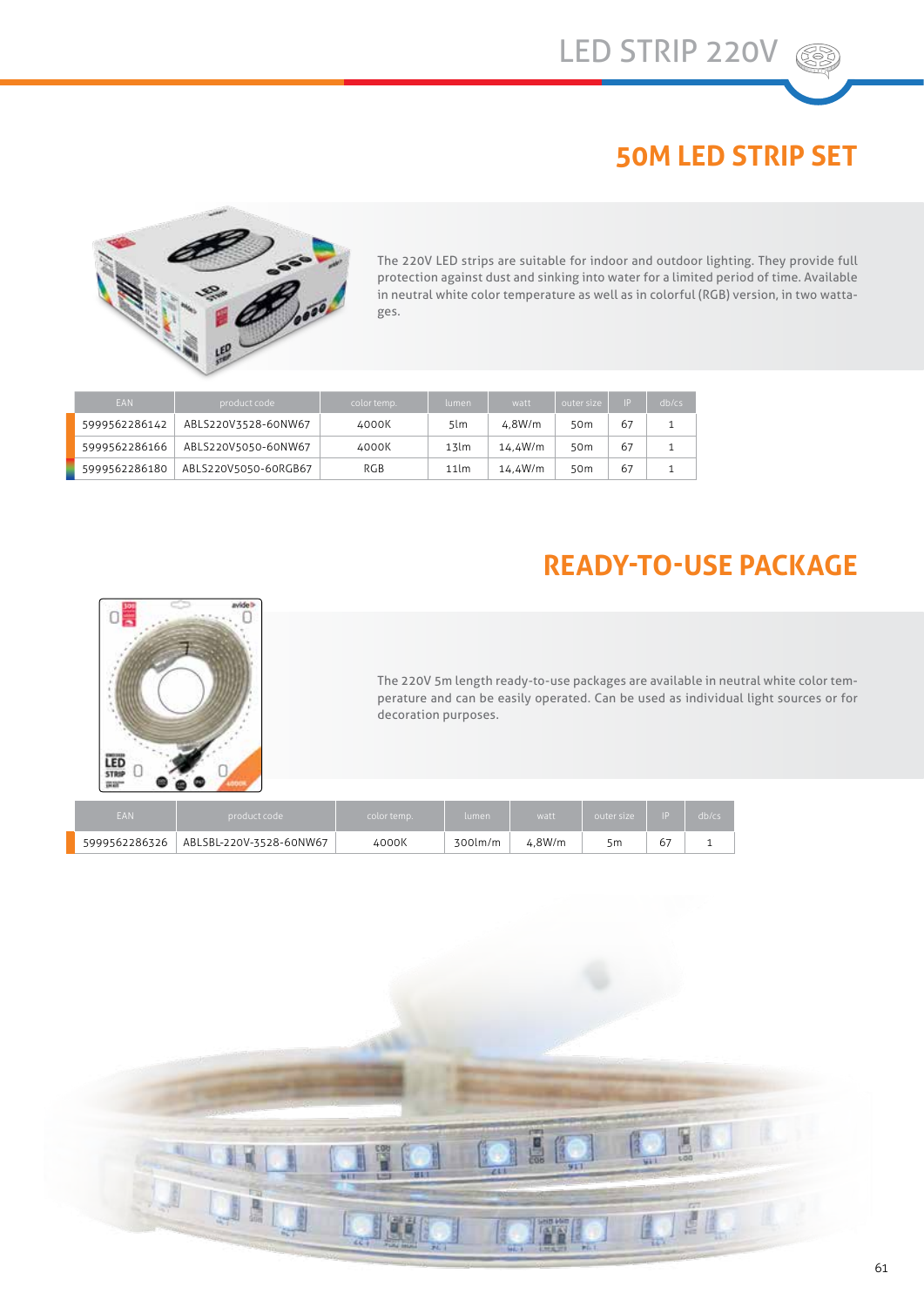## 50M LED STRIP SET

The 220V LED strips are suitable for indoor and outdoor lighting. They provide full protection against dust and sinking into water for a limited period of time. Available in neutral white color temperature as well as in colorful (RGB) version, in two wattages.

| EAN | product code | color temp. | lumen | watt | outer size | IP | db/cs |
|---|---|---|---|---|---|---|---|
| 5999562286142 | ABLS220V3528-60NW67 | 4000K | 5lm | 4,8W/m | 50m | 67 | 1 |
| 5999562286166 | ABLS220V5050-60NW67 | 4000K | 13lm | 14,4W/m | 50m | 67 | 1 |
| 5999562286180 | ABLS220V5050-60RGB67 | RGB | 11lm | 14,4W/m | 50m | 67 | 1 |

## READY-TO-USE PACKAGE

The 220V 5m length ready-to-use packages are available in neutral white color temperature and can be easily operated. Can be used as individual light sources or for decoration purposes.

| EAN | product code | color temp. | lumen | watt | outer size | IP | db/cs |
|---|---|---|---|---|---|---|---|
| 5999562286326 | ABLSBL-220V-3528-60NW67 | 4000K | 300lm/m | 4,8W/m | 5m | 67 | 1 |